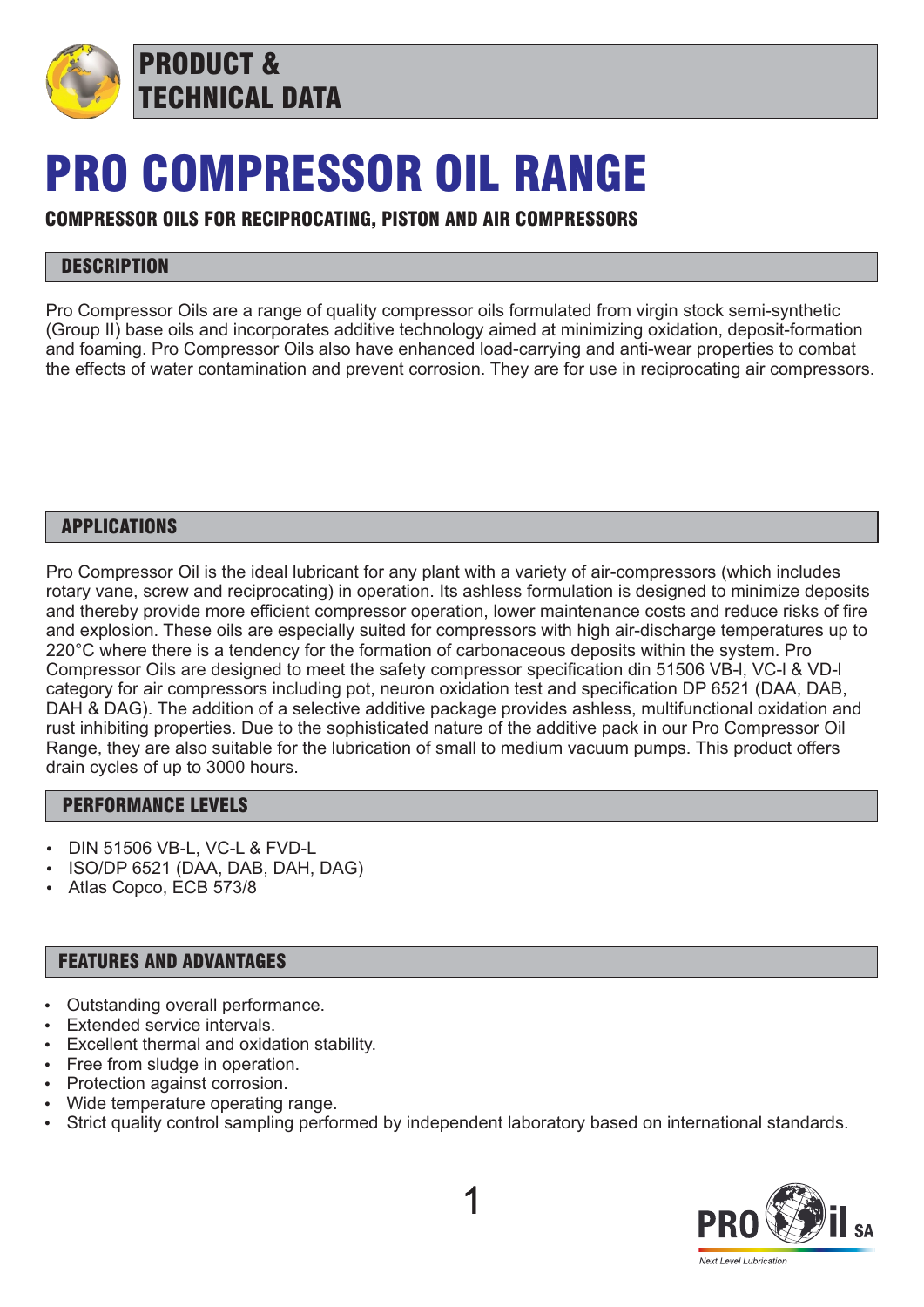PRODUCT & TECHNICAL DATA

# PRO COMPRESSOR OIL RANGE

**COMPRESSOR OILS FOR RECIPROCATING, PISTON AND AIR COMPRESSORS**

## DESCRIPTION

Pro Compressor Oils are a range of quality compressor oils formulated from virgin stock semi-synthetic (Group II) base oils and incorporates additive technology aimed at minimizing oxidation, deposit-formation and foaming. Pro Compressor Oils also have enhanced load-carrying and anti-wear properties to combat the effects of water contamination and prevent corrosion. They are for use in reciprocating air compressors.

## APPLICATIONS

Pro Compressor Oil is the ideal lubricant for any plant with a variety of air-compressors (which includes rotary vane, screw and reciprocating) in operation. Its ashless formulation is designed to minimize deposits and thereby provide more efficient compressor operation, lower maintenance costs and reduce risks of fire and explosion. These oils are especially suited for compressors with high air-discharge temperatures up to 220°C where there is a tendency for the formation of carbonaceous deposits within the system. Pro Compressor Oils are designed to meet the safety compressor specification din 51506 VB-l, VC-l & VD-l category for air compressors including pot, neuron oxidation test and specification DP 6521 (DAA, DAB, DAH & DAG). The addition of a selective additive package provides ashless, multifunctional oxidation and rust inhibiting properties. Due to the sophisticated nature of the additive pack in our Pro Compressor Oil Range, they are also suitable for the lubrication of small to medium vacuum pumps. This product offers drain cycles of up to 3000 hours.

## PERFORMANCE LEVELS

- DIN 51506 VB-L, VC-L & FVD-L
- ISO/DP 6521 (DAA, DAB, DAH, DAG)
- Atlas Copco, ECB 573/8

## FEATURES AND ADVANTAGES

- Outstanding overall performance.
- Extended service intervals.
- Excellent thermal and oxidation stability.
- Free from sludge in operation.
- Protection against corrosion.
- Wide temperature operating range.
- Strict quality control sampling performed by independent laboratory based on international standards.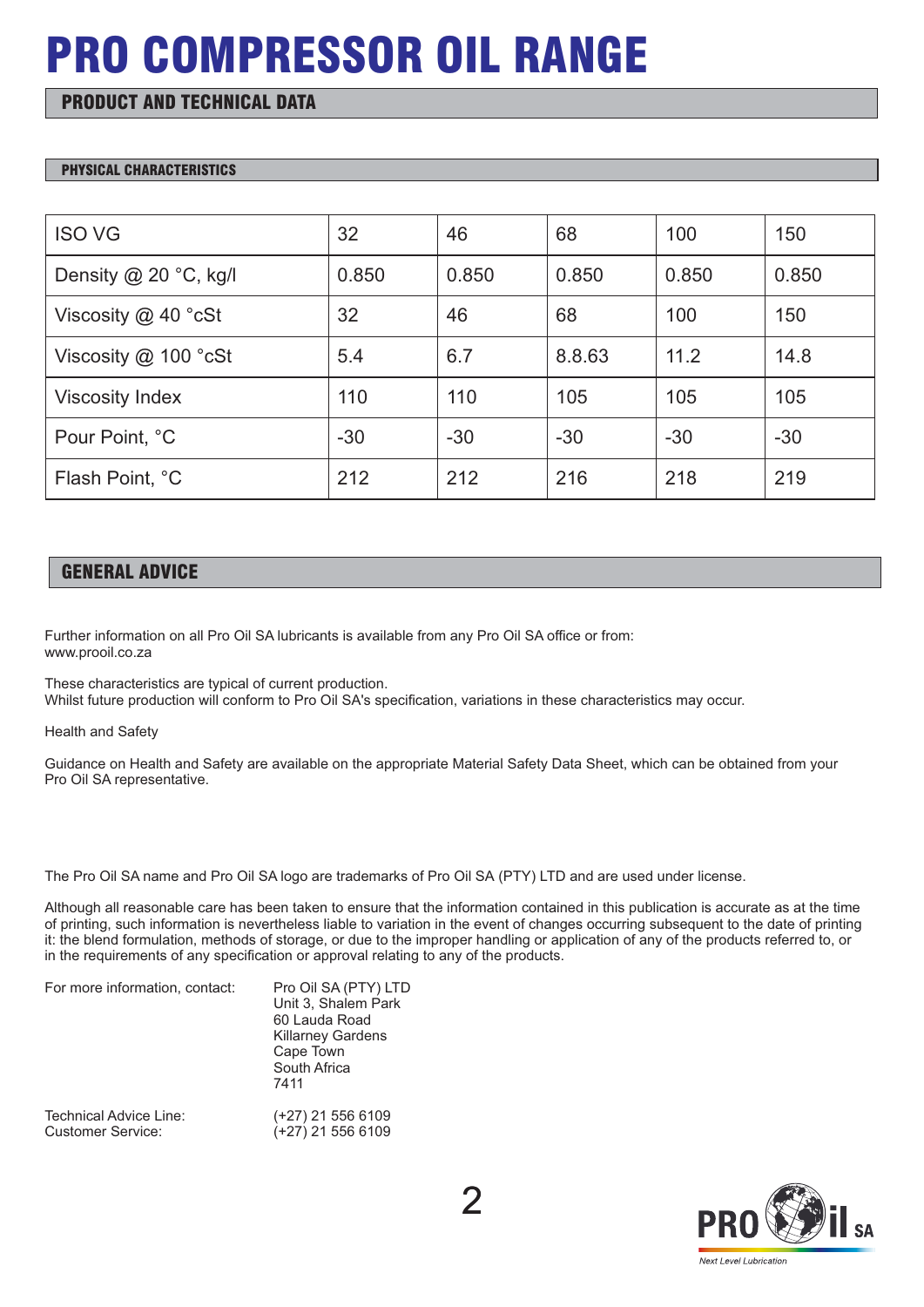# PRO COMPRESSOR OIL RANGE

## PRODUCT AND TECHNICAL DATA

### PHYSICAL CHARACTERISTICS

| ISO VG | 32 | 46 | 68 | 100 | 150 |
|---|---|---|---|---|---|
| Density @ 20 °C, kg/l | 0.850 | 0.850 | 0.850 | 0.850 | 0.850 |
| Viscosity @ 40 °cSt | 32 | 46 | 68 | 100 | 150 |
| Viscosity @ 100 °cSt | 5.4 | 6.7 | 8.8.63 | 11.2 | 14.8 |
| Viscosity Index | 110 | 110 | 105 | 105 | 105 |
| Pour Point, °C | -30 | -30 | -30 | -30 | -30 |
| Flash Point, °C | 212 | 212 | 216 | 218 | 219 |

## GENERAL ADVICE

Further information on all Pro Oil SA lubricants is available from any Pro Oil SA office or from:
www.prooil.co.za

These characteristics are typical of current production.
Whilst future production will conform to Pro Oil SA's specification, variations in these characteristics may occur.

Health and Safety

Guidance on Health and Safety are available on the appropriate Material Safety Data Sheet, which can be obtained from your Pro Oil SA representative.

The Pro Oil SA name and Pro Oil SA logo are trademarks of Pro Oil SA (PTY) LTD and are used under license.

Although all reasonable care has been taken to ensure that the information contained in this publication is accurate as at the time of printing, such information is nevertheless liable to variation in the event of changes occurring subsequent to the date of printing it: the blend formulation, methods of storage, or due to the improper handling or application of any of the products referred to, or in the requirements of any specification or approval relating to any of the products.

For more information, contact:
Pro Oil SA (PTY) LTD
Unit 3, Shalem Park
60 Lauda Road
Killarney Gardens
Cape Town
South Africa
7411

Technical Advice Line: (+27) 21 556 6109
Customer Service: (+27) 21 556 6109

PRO Oil SA
Next Level Lubrication